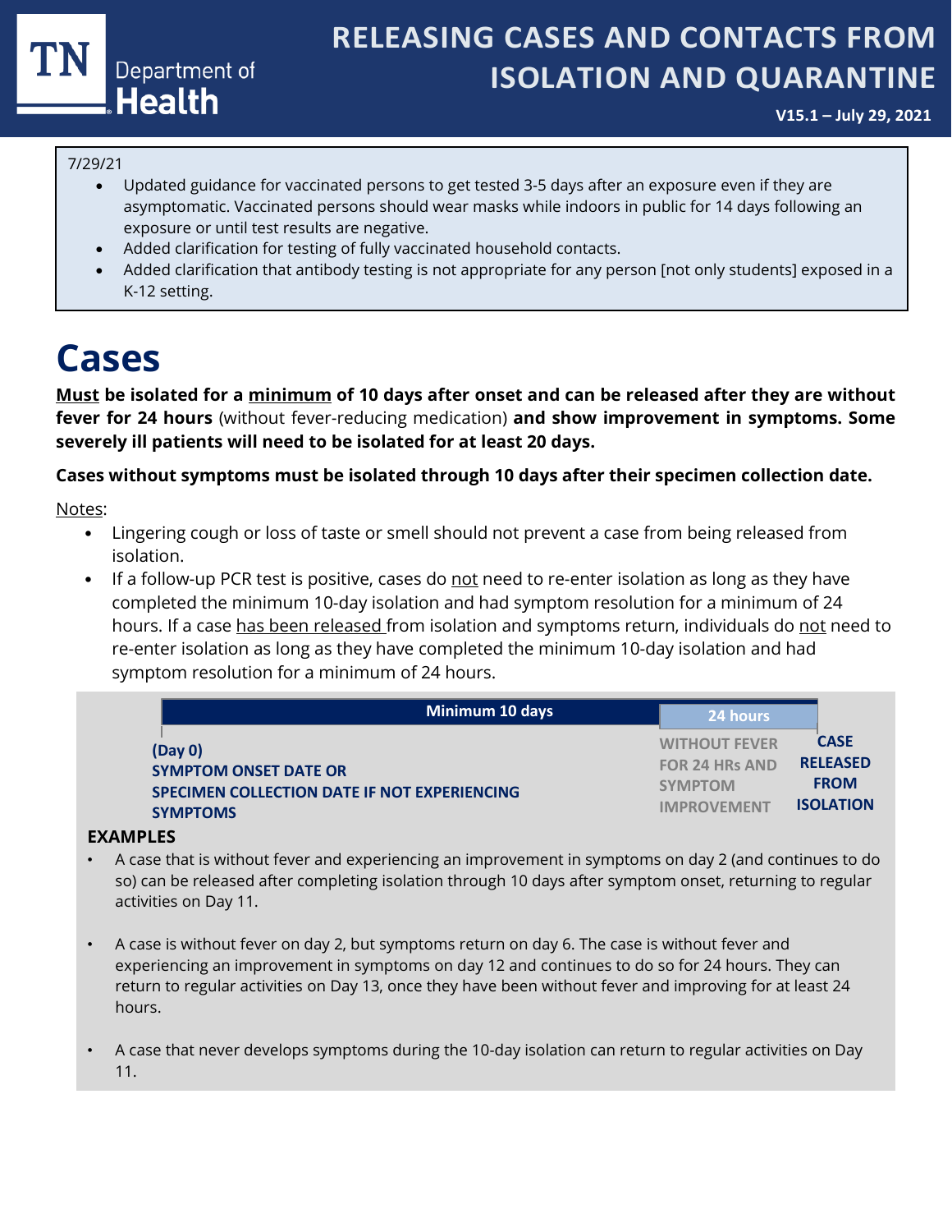# RELEASING CASES AND CONTACTS FROM ISOLATION AND QUARANTINE

**V15.1 – July 29, 2021**

7/29/21

- Updated guidance for vaccinated persons to get tested 3-5 days after an exposure even if they are asymptomatic. Vaccinated persons should wear masks while indoors in public for 14 days following an exposure or until test results are negative.
- Added clarification for testing of fully vaccinated household contacts.
- Added clarification that antibody testing is not appropriate for any person [not only students] exposed in a K-12 setting.

# Cases

**Must be isolated for a minimum of 10 days after onset and can be released after they are without fever for 24 hours** (without fever-reducing medication) **and show improvement in symptoms. Some severely ill patients will need to be isolated for at least 20 days.**

**Cases without symptoms must be isolated through 10 days after their specimen collection date.**

Notes:

- Lingering cough or loss of taste or smell should not prevent a case from being released from isolation.
- If a follow-up PCR test is positive, cases do not need to re-enter isolation as long as they have completed the minimum 10-day isolation and had symptom resolution for a minimum of 24 hours. If a case has been released from isolation and symptoms return, individuals do not need to re-enter isolation as long as they have completed the minimum 10-day isolation and had symptom resolution for a minimum of 24 hours.

| Minimum 10 days | 24 hours | |
|---|---|---|
| (Day 0) SYMPTOM ONSET DATE OR SPECIMEN COLLECTION DATE IF NOT EXPERIENCING SYMPTOMS | WITHOUT FEVER FOR 24 HRs AND SYMPTOM IMPROVEMENT | CASE RELEASED FROM ISOLATION |

**EXAMPLES**

- A case that is without fever and experiencing an improvement in symptoms on day 2 (and continues to do so) can be released after completing isolation through 10 days after symptom onset, returning to regular activities on Day 11.
- A case is without fever on day 2, but symptoms return on day 6. The case is without fever and experiencing an improvement in symptoms on day 12 and continues to do so for 24 hours. They can return to regular activities on Day 13, once they have been without fever and improving for at least 24 hours.
- A case that never develops symptoms during the 10-day isolation can return to regular activities on Day 11.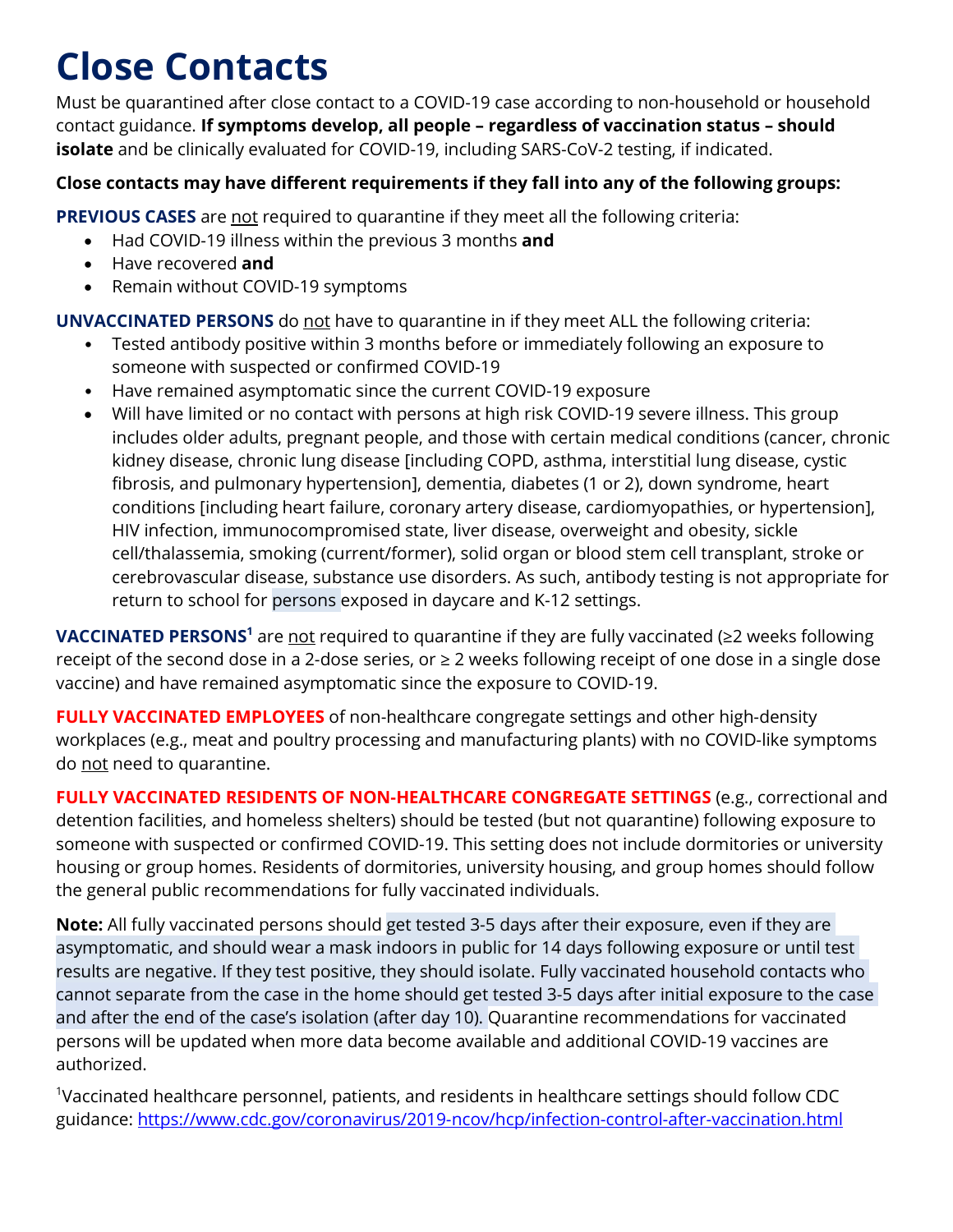# Close Contacts

Must be quarantined after close contact to a COVID-19 case according to non-household or household contact guidance. **If symptoms develop, all people – regardless of vaccination status – should isolate** and be clinically evaluated for COVID-19, including SARS-CoV-2 testing, if indicated.

**Close contacts may have different requirements if they fall into any of the following groups:**

**PREVIOUS CASES** are <u>not</u> required to quarantine if they meet all the following criteria:

- Had COVID-19 illness within the previous 3 months **and**
- Have recovered **and**
- Remain without COVID-19 symptoms

**UNVACCINATED PERSONS** do <u>not</u> have to quarantine in if they meet ALL the following criteria:

- Tested antibody positive within 3 months before or immediately following an exposure to someone with suspected or confirmed COVID-19
- Have remained asymptomatic since the current COVID-19 exposure
- Will have limited or no contact with persons at high risk COVID-19 severe illness. This group includes older adults, pregnant people, and those with certain medical conditions (cancer, chronic kidney disease, chronic lung disease [including COPD, asthma, interstitial lung disease, cystic fibrosis, and pulmonary hypertension], dementia, diabetes (1 or 2), down syndrome, heart conditions [including heart failure, coronary artery disease, cardiomyopathies, or hypertension], HIV infection, immunocompromised state, liver disease, overweight and obesity, sickle cell/thalassemia, smoking (current/former), solid organ or blood stem cell transplant, stroke or cerebrovascular disease, substance use disorders. As such, antibody testing is not appropriate for return to school for persons exposed in daycare and K-12 settings.

**VACCINATED PERSONS[1]** are <u>not</u> required to quarantine if they are fully vaccinated (≥2 weeks following receipt of the second dose in a 2-dose series, or ≥ 2 weeks following receipt of one dose in a single dose vaccine) and have remained asymptomatic since the exposure to COVID-19.

**FULLY VACCINATED EMPLOYEES** of non-healthcare congregate settings and other high-density workplaces (e.g., meat and poultry processing and manufacturing plants) with no COVID-like symptoms do <u>not</u> need to quarantine.

**FULLY VACCINATED RESIDENTS OF NON-HEALTHCARE CONGREGATE SETTINGS** (e.g., correctional and detention facilities, and homeless shelters) should be tested (but not quarantine) following exposure to someone with suspected or confirmed COVID-19. This setting does not include dormitories or university housing or group homes. Residents of dormitories, university housing, and group homes should follow the general public recommendations for fully vaccinated individuals.

**Note:** All fully vaccinated persons should get tested 3-5 days after their exposure, even if they are asymptomatic, and should wear a mask indoors in public for 14 days following exposure or until test results are negative. If they test positive, they should isolate. Fully vaccinated household contacts who cannot separate from the case in the home should get tested 3-5 days after initial exposure to the case and after the end of the case's isolation (after day 10). Quarantine recommendations for vaccinated persons will be updated when more data become available and additional COVID-19 vaccines are authorized.

[1]Vaccinated healthcare personnel, patients, and residents in healthcare settings should follow CDC guidance: https://www.cdc.gov/coronavirus/2019-ncov/hcp/infection-control-after-vaccination.html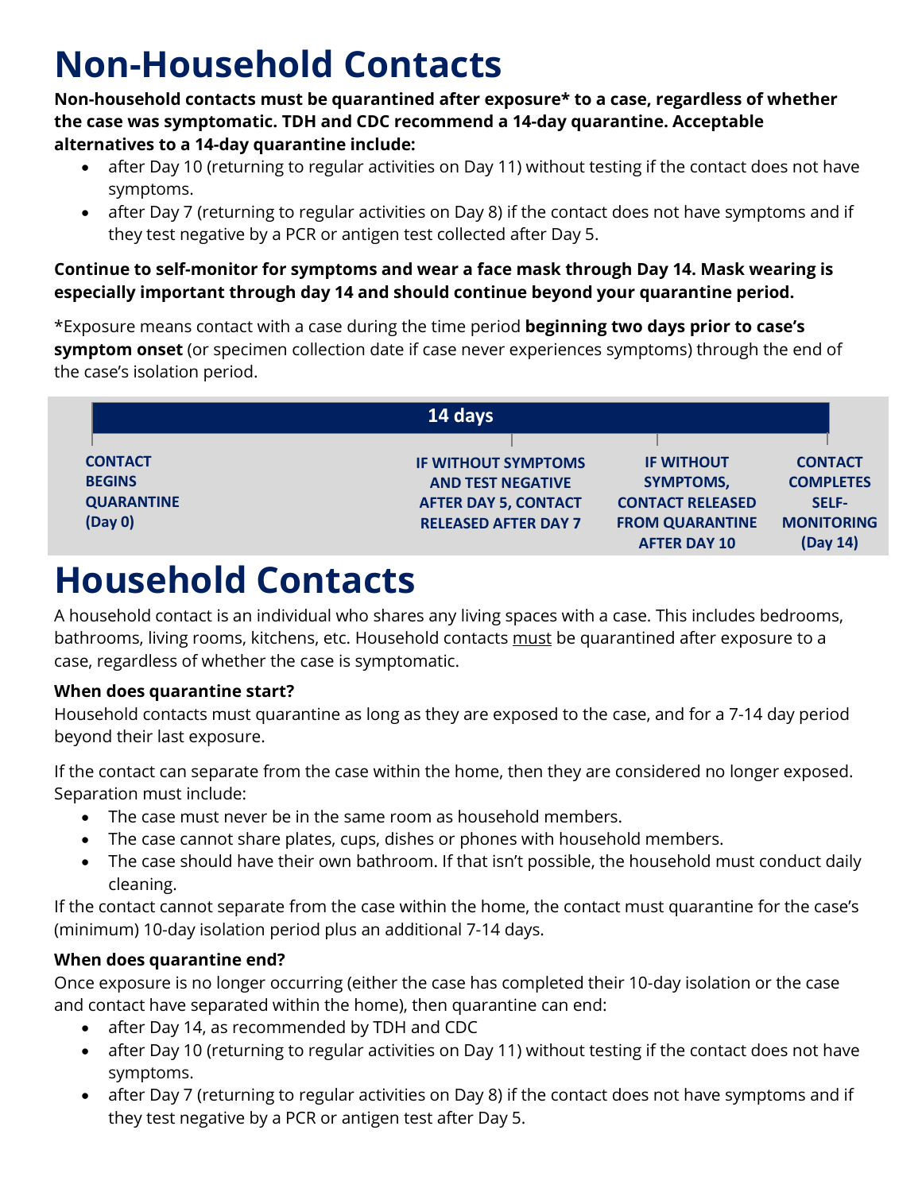# Non-Household Contacts

**Non-household contacts must be quarantined after exposure* to a case, regardless of whether the case was symptomatic. TDH and CDC recommend a 14-day quarantine. Acceptable alternatives to a 14-day quarantine include:**

- after Day 10 (returning to regular activities on Day 11) without testing if the contact does not have symptoms.
- after Day 7 (returning to regular activities on Day 8) if the contact does not have symptoms and if they test negative by a PCR or antigen test collected after Day 5.

**Continue to self-monitor for symptoms and wear a face mask through Day 14. Mask wearing is especially important through day 14 and should continue beyond your quarantine period.**

*Exposure means contact with a case during the time period **beginning two days prior to case's symptom onset** (or specimen collection date if case never experiences symptoms) through the end of the case's isolation period.

**14 days**

| **CONTACT BEGINS QUARANTINE (Day 0)** | **IF WITHOUT SYMPTOMS AND TEST NEGATIVE AFTER DAY 5, CONTACT RELEASED AFTER DAY 7** | **IF WITHOUT SYMPTOMS, CONTACT RELEASED FROM QUARANTINE AFTER DAY 10** | **CONTACT COMPLETES SELF-MONITORING (Day 14)** |
|---|---|---|---|

# Household Contacts

A household contact is an individual who shares any living spaces with a case. This includes bedrooms, bathrooms, living rooms, kitchens, etc. Household contacts must be quarantined after exposure to a case, regardless of whether the case is symptomatic.

**When does quarantine start?**

Household contacts must quarantine as long as they are exposed to the case, and for a 7-14 day period beyond their last exposure.

If the contact can separate from the case within the home, then they are considered no longer exposed. Separation must include:

- The case must never be in the same room as household members.
- The case cannot share plates, cups, dishes or phones with household members.
- The case should have their own bathroom. If that isn't possible, the household must conduct daily cleaning.

If the contact cannot separate from the case within the home, the contact must quarantine for the case's (minimum) 10-day isolation period plus an additional 7-14 days.

**When does quarantine end?**

Once exposure is no longer occurring (either the case has completed their 10-day isolation or the case and contact have separated within the home), then quarantine can end:

- after Day 14, as recommended by TDH and CDC
- after Day 10 (returning to regular activities on Day 11) without testing if the contact does not have symptoms.
- after Day 7 (returning to regular activities on Day 8) if the contact does not have symptoms and if they test negative by a PCR or antigen test after Day 5.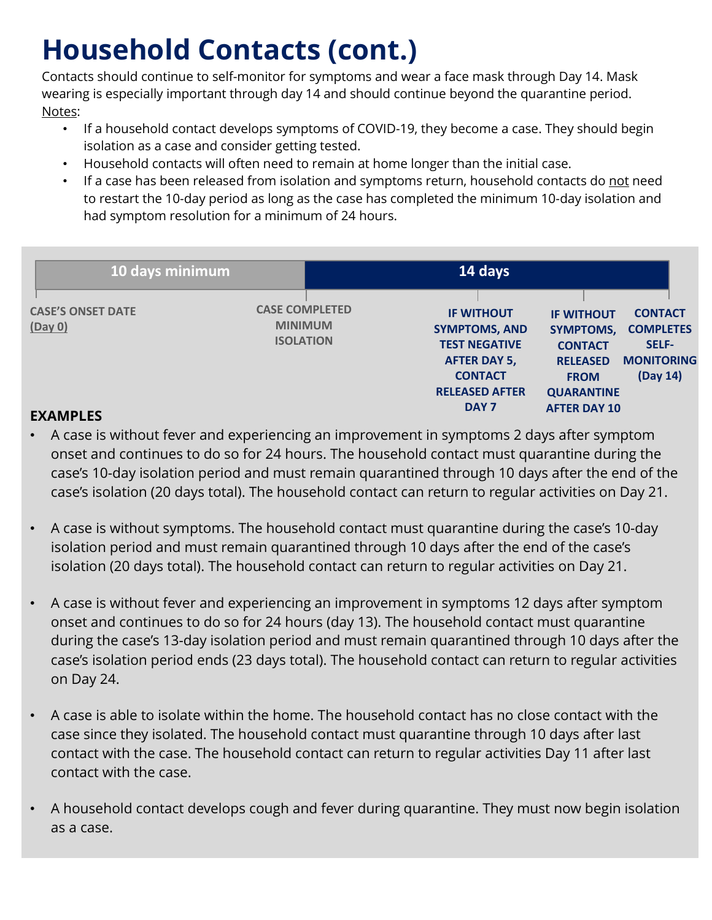# Household Contacts (cont.)

Contacts should continue to self-monitor for symptoms and wear a face mask through Day 14. Mask wearing is especially important through day 14 and should continue beyond the quarantine period.

Notes:

- If a household contact develops symptoms of COVID-19, they become a case. They should begin isolation as a case and consider getting tested.
- Household contacts will often need to remain at home longer than the initial case.
- If a case has been released from isolation and symptoms return, household contacts do not need to restart the 10-day period as long as the case has completed the minimum 10-day isolation and had symptom resolution for a minimum of 24 hours.

10 days minimum

14 days

CASE'S ONSET DATE (Day 0)

CASE COMPLETED MINIMUM ISOLATION

IF WITHOUT SYMPTOMS, AND TEST NEGATIVE AFTER DAY 5, CONTACT RELEASED AFTER DAY 7

IF WITHOUT SYMPTOMS, CONTACT RELEASED FROM QUARANTINE AFTER DAY 10

CONTACT COMPLETES SELF-MONITORING (Day 14)

**EXAMPLES**

- A case is without fever and experiencing an improvement in symptoms 2 days after symptom onset and continues to do so for 24 hours. The household contact must quarantine during the case's 10-day isolation period and must remain quarantined through 10 days after the end of the case's isolation (20 days total). The household contact can return to regular activities on Day 21.
- A case is without symptoms. The household contact must quarantine during the case's 10-day isolation period and must remain quarantined through 10 days after the end of the case's isolation (20 days total). The household contact can return to regular activities on Day 21.
- A case is without fever and experiencing an improvement in symptoms 12 days after symptom onset and continues to do so for 24 hours (day 13). The household contact must quarantine during the case's 13-day isolation period and must remain quarantined through 10 days after the case's isolation period ends (23 days total). The household contact can return to regular activities on Day 24.
- A case is able to isolate within the home. The household contact has no close contact with the case since they isolated. The household contact must quarantine through 10 days after last contact with the case. The household contact can return to regular activities Day 11 after last contact with the case.
- A household contact develops cough and fever during quarantine. They must now begin isolation as a case.